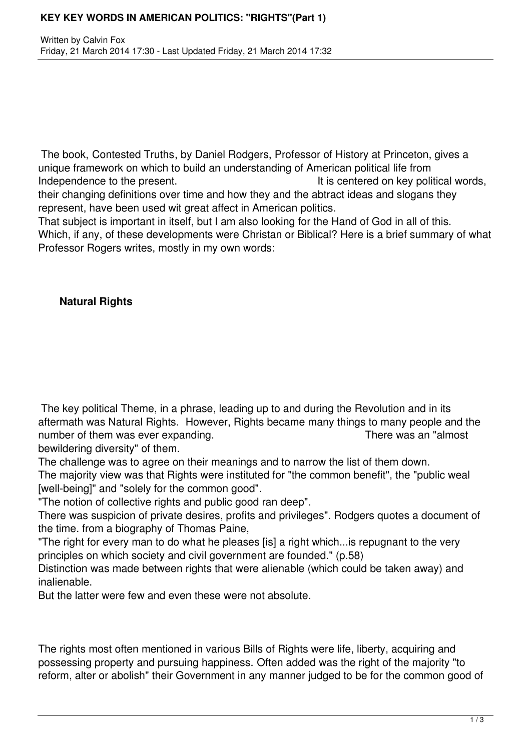# KEY KEY WORDS IN AMERICAN POLITICS: "RIGHTS"(Part 1)

Written by Calvin Fox
Friday, 21 March 2014 17:30 - Last Updated Friday, 21 March 2014 17:32

The book, Contested Truths, by Daniel Rodgers, Professor of History at Princeton, gives a unique framework on which to build an understanding of American political life from Independence to the present. It is centered on key political words, their changing definitions over time and how they and the abtract ideas and slogans they represent, have been used wit great affect in American politics.

That subject is important in itself, but I am also looking for the Hand of God in all of this. Which, if any, of these developments were Christan or Biblical? Here is a brief summary of what Professor Rogers writes, mostly in my own words:

**Natural Rights**

The key political Theme, in a phrase, leading up to and during the Revolution and in its aftermath was Natural Rights. However, Rights became many things to many people and the number of them was ever expanding. There was an "almost bewildering diversity" of them.

The challenge was to agree on their meanings and to narrow the list of them down.

The majority view was that Rights were instituted for "the common benefit", the "public weal [well-being]" and "solely for the common good".

"The notion of collective rights and public good ran deep".

There was suspicion of private desires, profits and privileges". Rodgers quotes a document of the time. from a biography of Thomas Paine,

"The right for every man to do what he pleases [is] a right which...is repugnant to the very principles on which society and civil government are founded." (p.58)

Distinction was made between rights that were alienable (which could be taken away) and inalienable.

But the latter were few and even these were not absolute.

The rights most often mentioned in various Bills of Rights were life, liberty, acquiring and possessing property and pursuing happiness. Often added was the right of the majority "to reform, alter or abolish" their Government in any manner judged to be for the common good of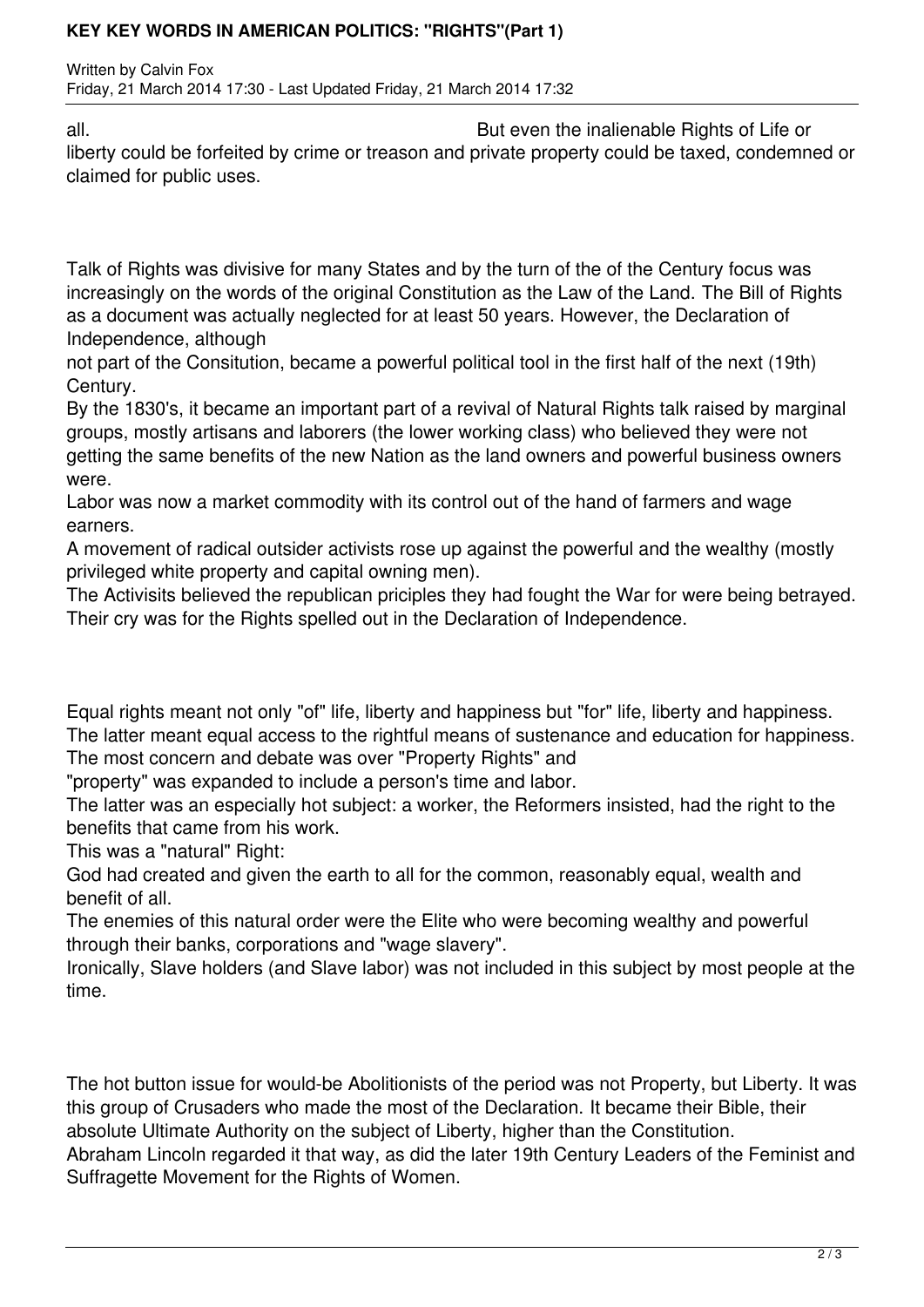all. But even the inalienable Rights of Life or liberty could be forfeited by crime or treason and private property could be taxed, condemned or claimed for public uses.

Talk of Rights was divisive for many States and by the turn of the of the Century focus was increasingly on the words of the original Constitution as the Law of the Land. The Bill of Rights as a document was actually neglected for at least 50 years. However, the Declaration of Independence, although not part of the Consitution, became a powerful political tool in the first half of the next (19th) Century.

By the 1830's, it became an important part of a revival of Natural Rights talk raised by marginal groups, mostly artisans and laborers (the lower working class) who believed they were not getting the same benefits of the new Nation as the land owners and powerful business owners were.

Labor was now a market commodity with its control out of the hand of farmers and wage earners.

A movement of radical outsider activists rose up against the powerful and the wealthy (mostly privileged white property and capital owning men).

The Activisits believed the republican priciples they had fought the War for were being betrayed. Their cry was for the Rights spelled out in the Declaration of Independence.

Equal rights meant not only "of" life, liberty and happiness but "for" life, liberty and happiness. The latter meant equal access to the rightful means of sustenance and education for happiness. The most concern and debate was over "Property Rights" and "property" was expanded to include a person's time and labor.

The latter was an especially hot subject: a worker, the Reformers insisted, had the right to the benefits that came from his work.

This was a "natural" Right:

God had created and given the earth to all for the common, reasonably equal, wealth and benefit of all.

The enemies of this natural order were the Elite who were becoming wealthy and powerful through their banks, corporations and "wage slavery".

Ironically, Slave holders (and Slave labor) was not included in this subject by most people at the time.

The hot button issue for would-be Abolitionists of the period was not Property, but Liberty. It was this group of Crusaders who made the most of the Declaration. It became their Bible, their absolute Ultimate Authority on the subject of Liberty, higher than the Constitution.

Abraham Lincoln regarded it that way, as did the later 19th Century Leaders of the Feminist and Suffragette Movement for the Rights of Women.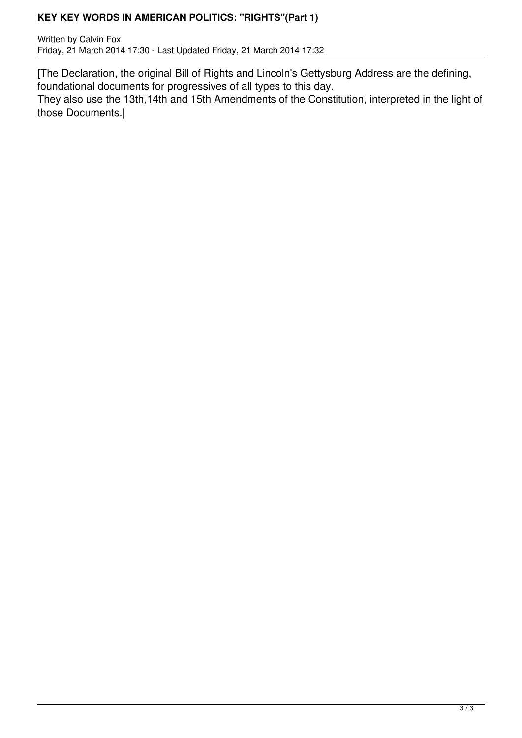[The Declaration, the original Bill of Rights and Lincoln's Gettysburg Address are the defining, foundational documents for progressives of all types to this day.
They also use the 13th,14th and 15th Amendments of the Constitution, interpreted in the light of those Documents.]